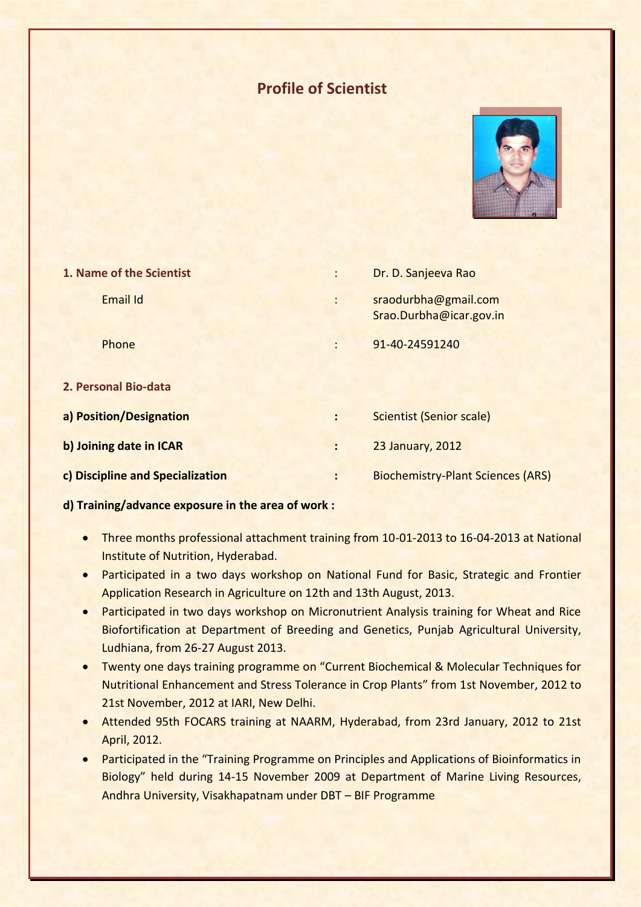# Profile of Scientist

| | | |
|---|---|---|
| **1. Name of the Scientist** | : | Dr. D. Sanjeeva Rao |
| Email Id | : | sraodurbha@gmail.com<br>Srao.Durbha@icar.gov.in |
| Phone | : | 91-40-24591240 |

**2. Personal Bio-data**

| | | |
|---|---|---|
| **a) Position/Designation** | **:** | Scientist (Senior scale) |
| **b) Joining date in ICAR** | **:** | 23 January, 2012 |
| **c) Discipline and Specialization** | **:** | Biochemistry-Plant Sciences (ARS) |

**d) Training/advance exposure in the area of work :**

- Three months professional attachment training from 10-01-2013 to 16-04-2013 at National Institute of Nutrition, Hyderabad.
- Participated in a two days workshop on National Fund for Basic, Strategic and Frontier Application Research in Agriculture on 12th and 13th August, 2013.
- Participated in two days workshop on Micronutrient Analysis training for Wheat and Rice Biofortification at Department of Breeding and Genetics, Punjab Agricultural University, Ludhiana, from 26-27 August 2013.
- Twenty one days training programme on "Current Biochemical & Molecular Techniques for Nutritional Enhancement and Stress Tolerance in Crop Plants" from 1st November, 2012 to 21st November, 2012 at IARI, New Delhi.
- Attended 95th FOCARS training at NAARM, Hyderabad, from 23rd January, 2012 to 21st April, 2012.
- Participated in the "Training Programme on Principles and Applications of Bioinformatics in Biology" held during 14-15 November 2009 at Department of Marine Living Resources, Andhra University, Visakhapatnam under DBT – BIF Programme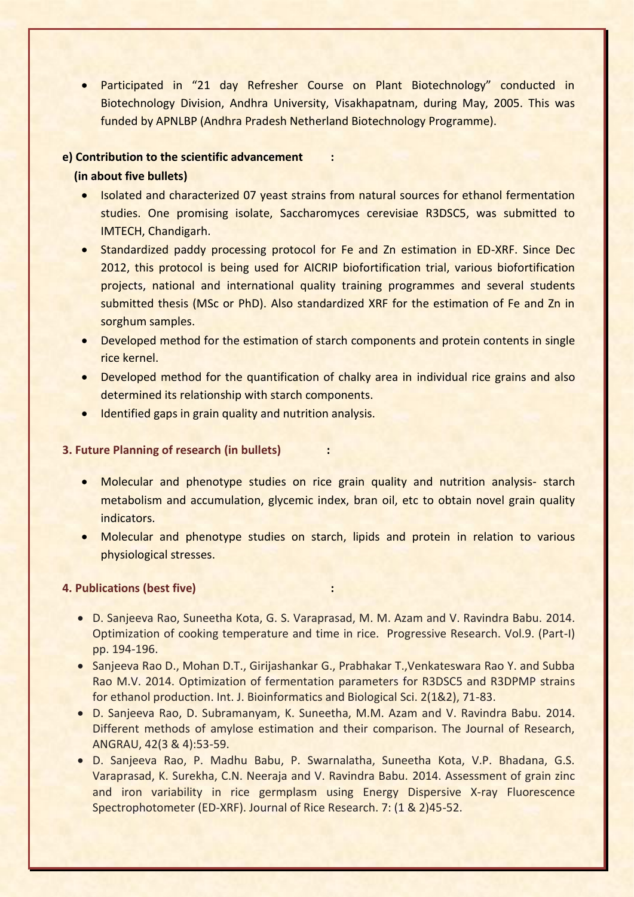- Participated in "21 day Refresher Course on Plant Biotechnology" conducted in Biotechnology Division, Andhra University, Visakhapatnam, during May, 2005. This was funded by APNLBP (Andhra Pradesh Netherland Biotechnology Programme).

**e) Contribution to the scientific advancement :**
**(in about five bullets)**

- Isolated and characterized 07 yeast strains from natural sources for ethanol fermentation studies. One promising isolate, Saccharomyces cerevisiae R3DSC5, was submitted to IMTECH, Chandigarh.
- Standardized paddy processing protocol for Fe and Zn estimation in ED-XRF. Since Dec 2012, this protocol is being used for AICRIP biofortification trial, various biofortification projects, national and international quality training programmes and several students submitted thesis (MSc or PhD). Also standardized XRF for the estimation of Fe and Zn in sorghum samples.
- Developed method for the estimation of starch components and protein contents in single rice kernel.
- Developed method for the quantification of chalky area in individual rice grains and also determined its relationship with starch components.
- Identified gaps in grain quality and nutrition analysis.

**3. Future Planning of research (in bullets) :**

- Molecular and phenotype studies on rice grain quality and nutrition analysis- starch metabolism and accumulation, glycemic index, bran oil, etc to obtain novel grain quality indicators.
- Molecular and phenotype studies on starch, lipids and protein in relation to various physiological stresses.

**4. Publications (best five) :**

- D. Sanjeeva Rao, Suneetha Kota, G. S. Varaprasad, M. M. Azam and V. Ravindra Babu. 2014. Optimization of cooking temperature and time in rice. Progressive Research. Vol.9. (Part-I) pp. 194-196.
- Sanjeeva Rao D., Mohan D.T., Girijashankar G., Prabhakar T.,Venkateswara Rao Y. and Subba Rao M.V. 2014. Optimization of fermentation parameters for R3DSC5 and R3DPMP strains for ethanol production. Int. J. Bioinformatics and Biological Sci. 2(1&2), 71-83.
- D. Sanjeeva Rao, D. Subramanyam, K. Suneetha, M.M. Azam and V. Ravindra Babu. 2014. Different methods of amylose estimation and their comparison. The Journal of Research, ANGRAU, 42(3 & 4):53-59.
- D. Sanjeeva Rao, P. Madhu Babu, P. Swarnalatha, Suneetha Kota, V.P. Bhadana, G.S. Varaprasad, K. Surekha, C.N. Neeraja and V. Ravindra Babu. 2014. Assessment of grain zinc and iron variability in rice germplasm using Energy Dispersive X-ray Fluorescence Spectrophotometer (ED-XRF). Journal of Rice Research. 7: (1 & 2)45-52.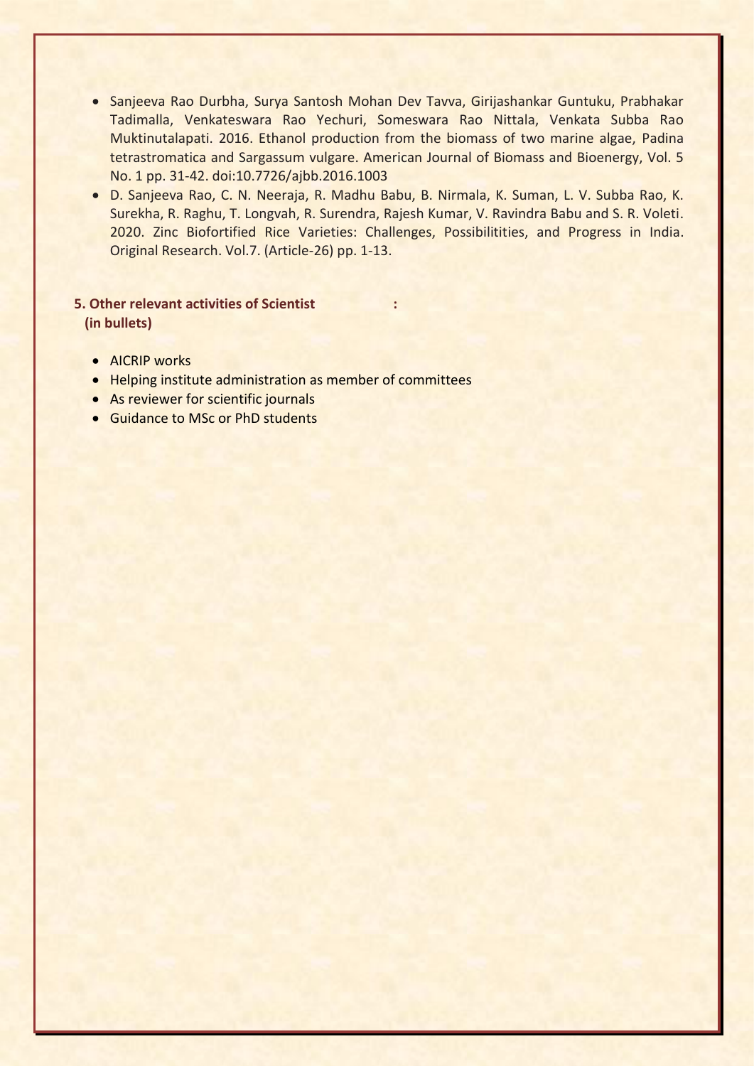- Sanjeeva Rao Durbha, Surya Santosh Mohan Dev Tavva, Girijashankar Guntuku, Prabhakar Tadimalla, Venkateswara Rao Yechuri, Someswara Rao Nittala, Venkata Subba Rao Muktinutalapati. 2016. Ethanol production from the biomass of two marine algae, Padina tetrastromatica and Sargassum vulgare. American Journal of Biomass and Bioenergy, Vol. 5 No. 1 pp. 31-42. doi:10.7726/ajbb.2016.1003
- D. Sanjeeva Rao, C. N. Neeraja, R. Madhu Babu, B. Nirmala, K. Suman, L. V. Subba Rao, K. Surekha, R. Raghu, T. Longvah, R. Surendra, Rajesh Kumar, V. Ravindra Babu and S. R. Voleti. 2020. Zinc Biofortified Rice Varieties: Challenges, Possibilitities, and Progress in India. Original Research. Vol.7. (Article-26) pp. 1-13.

**5. Other relevant activities of Scientist :**
**(in bullets)**

- AICRIP works
- Helping institute administration as member of committees
- As reviewer for scientific journals
- Guidance to MSc or PhD students